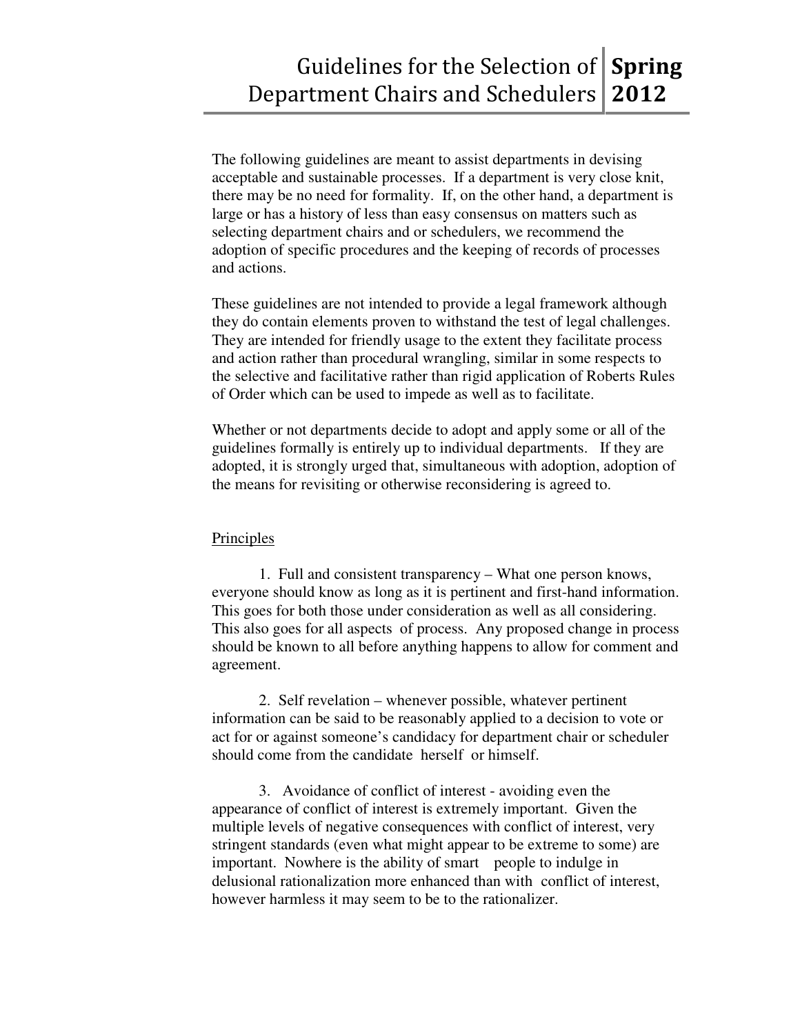# Guidelines for the Selection of Department Chairs and Schedulers — Spring 2012

The following guidelines are meant to assist departments in devising acceptable and sustainable processes. If a department is very close knit, there may be no need for formality. If, on the other hand, a department is large or has a history of less than easy consensus on matters such as selecting department chairs and or schedulers, we recommend the adoption of specific procedures and the keeping of records of processes and actions.

These guidelines are not intended to provide a legal framework although they do contain elements proven to withstand the test of legal challenges. They are intended for friendly usage to the extent they facilitate process and action rather than procedural wrangling, similar in some respects to the selective and facilitative rather than rigid application of Roberts Rules of Order which can be used to impede as well as to facilitate.

Whether or not departments decide to adopt and apply some or all of the guidelines formally is entirely up to individual departments. If they are adopted, it is strongly urged that, simultaneous with adoption, adoption of the means for revisiting or otherwise reconsidering is agreed to.

## Principles

1. Full and consistent transparency – What one person knows, everyone should know as long as it is pertinent and first-hand information. This goes for both those under consideration as well as all considering. This also goes for all aspects of process. Any proposed change in process should be known to all before anything happens to allow for comment and agreement.

2. Self revelation – whenever possible, whatever pertinent information can be said to be reasonably applied to a decision to vote or act for or against someone's candidacy for department chair or scheduler should come from the candidate herself or himself.

3. Avoidance of conflict of interest - avoiding even the appearance of conflict of interest is extremely important. Given the multiple levels of negative consequences with conflict of interest, very stringent standards (even what might appear to be extreme to some) are important. Nowhere is the ability of smart people to indulge in delusional rationalization more enhanced than with conflict of interest, however harmless it may seem to be to the rationalizer.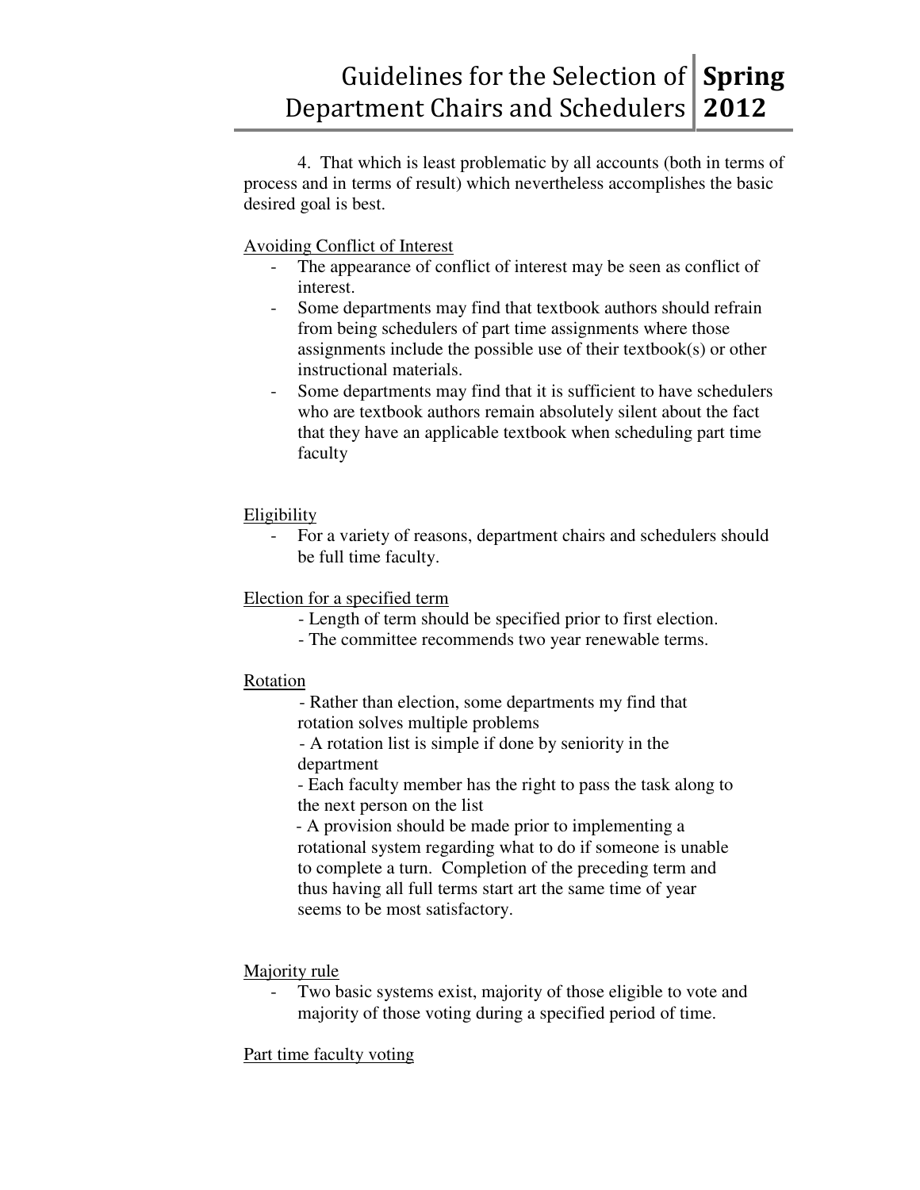4. That which is least problematic by all accounts (both in terms of process and in terms of result) which nevertheless accomplishes the basic desired goal is best.

<u>Avoiding Conflict of Interest</u>

- The appearance of conflict of interest may be seen as conflict of interest.
- Some departments may find that textbook authors should refrain from being schedulers of part time assignments where those assignments include the possible use of their textbook(s) or other instructional materials.
- Some departments may find that it is sufficient to have schedulers who are textbook authors remain absolutely silent about the fact that they have an applicable textbook when scheduling part time faculty

<u>Eligibility</u>

- For a variety of reasons, department chairs and schedulers should be full time faculty.

<u>Election for a specified term</u>

- Length of term should be specified prior to first election.
- The committee recommends two year renewable terms.

<u>Rotation</u>

- Rather than election, some departments my find that rotation solves multiple problems
- A rotation list is simple if done by seniority in the department
- Each faculty member has the right to pass the task along to the next person on the list
- A provision should be made prior to implementing a rotational system regarding what to do if someone is unable to complete a turn. Completion of the preceding term and thus having all full terms start art the same time of year seems to be most satisfactory.

<u>Majority rule</u>

- Two basic systems exist, majority of those eligible to vote and majority of those voting during a specified period of time.

<u>Part time faculty voting</u>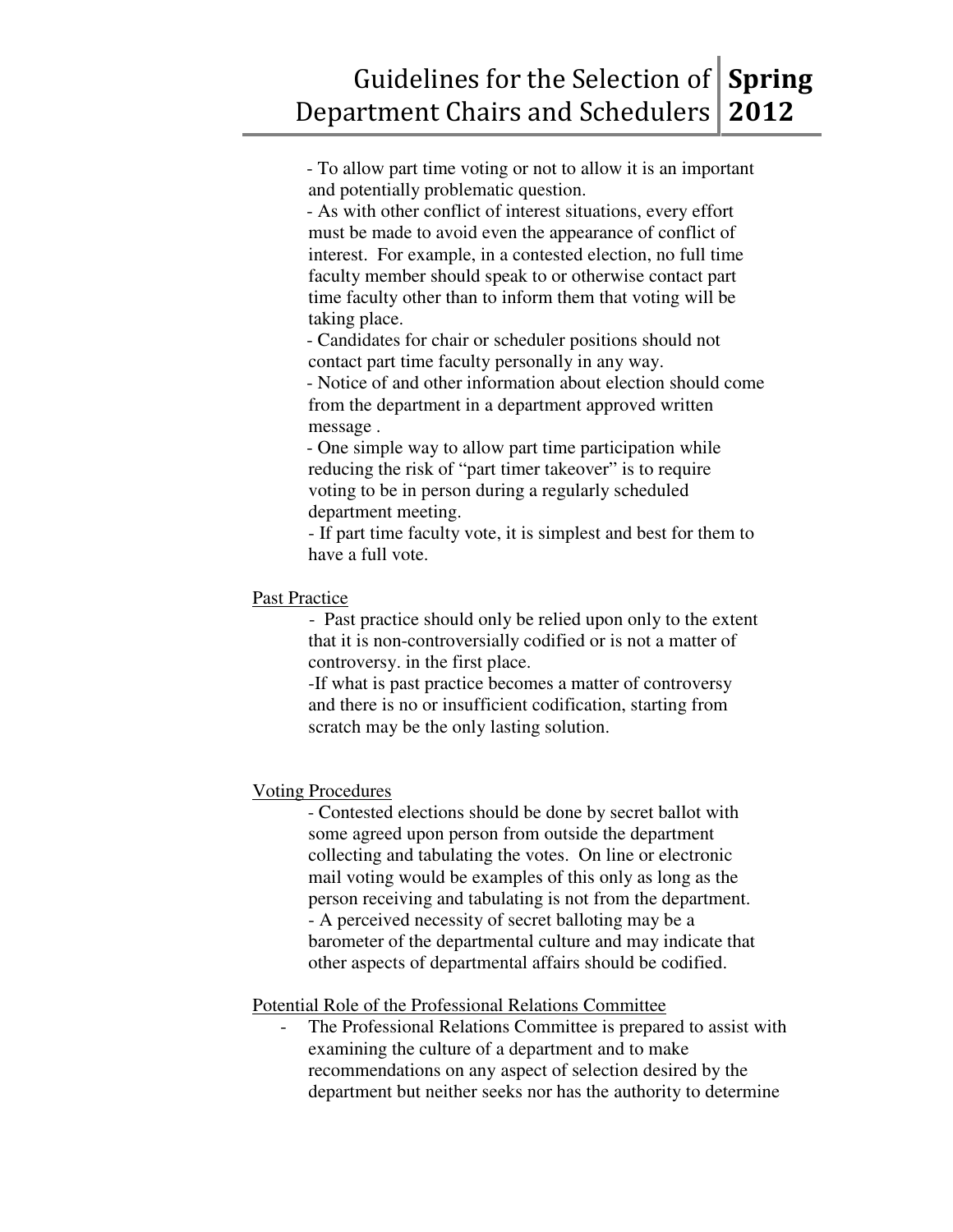- To allow part time voting or not to allow it is an important and potentially problematic question.
- As with other conflict of interest situations, every effort must be made to avoid even the appearance of conflict of interest. For example, in a contested election, no full time faculty member should speak to or otherwise contact part time faculty other than to inform them that voting will be taking place.
- Candidates for chair or scheduler positions should not contact part time faculty personally in any way.
- Notice of and other information about election should come from the department in a department approved written message .
- One simple way to allow part time participation while reducing the risk of "part timer takeover" is to require voting to be in person during a regularly scheduled department meeting.
- If part time faculty vote, it is simplest and best for them to have a full vote.

<u>Past Practice</u>

- Past practice should only be relied upon only to the extent that it is non-controversially codified or is not a matter of controversy. in the first place.
- If what is past practice becomes a matter of controversy and there is no or insufficient codification, starting from scratch may be the only lasting solution.

<u>Voting Procedures</u>

- Contested elections should be done by secret ballot with some agreed upon person from outside the department collecting and tabulating the votes. On line or electronic mail voting would be examples of this only as long as the person receiving and tabulating is not from the department.
- A perceived necessity of secret balloting may be a barometer of the departmental culture and may indicate that other aspects of departmental affairs should be codified.

<u>Potential Role of the Professional Relations Committee</u>

- The Professional Relations Committee is prepared to assist with examining the culture of a department and to make recommendations on any aspect of selection desired by the department but neither seeks nor has the authority to determine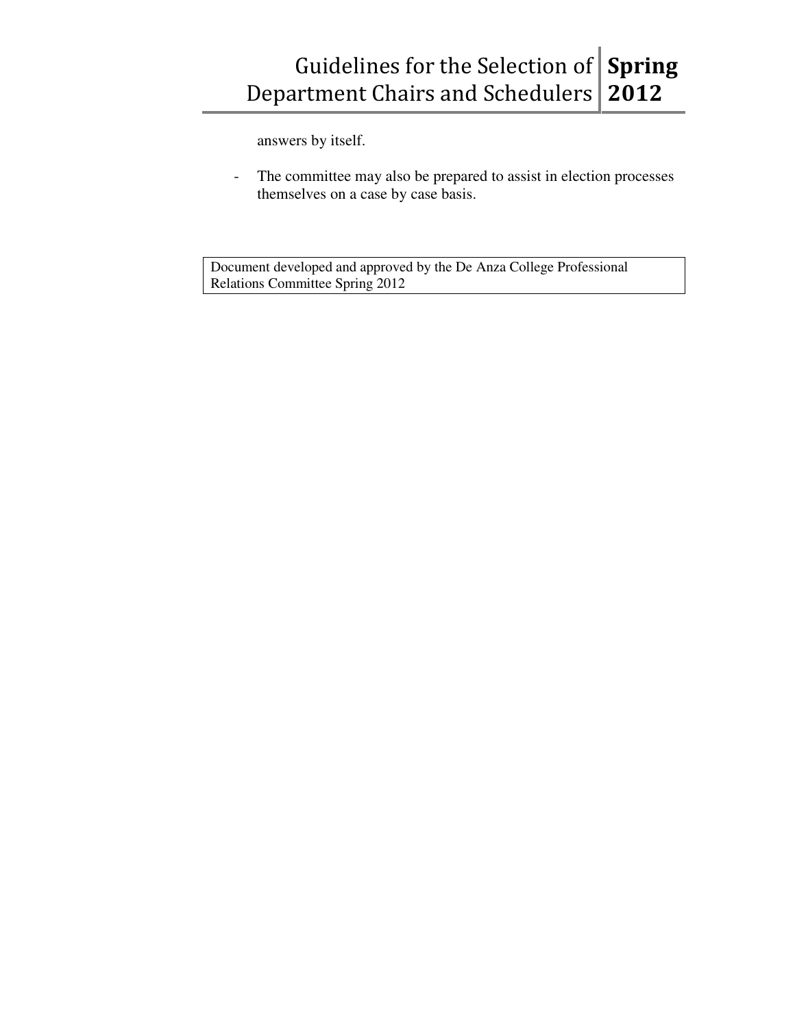answers by itself.

- The committee may also be prepared to assist in election processes themselves on a case by case basis.

| |
|---|
| Document developed and approved by the De Anza College Professional Relations Committee Spring 2012 |